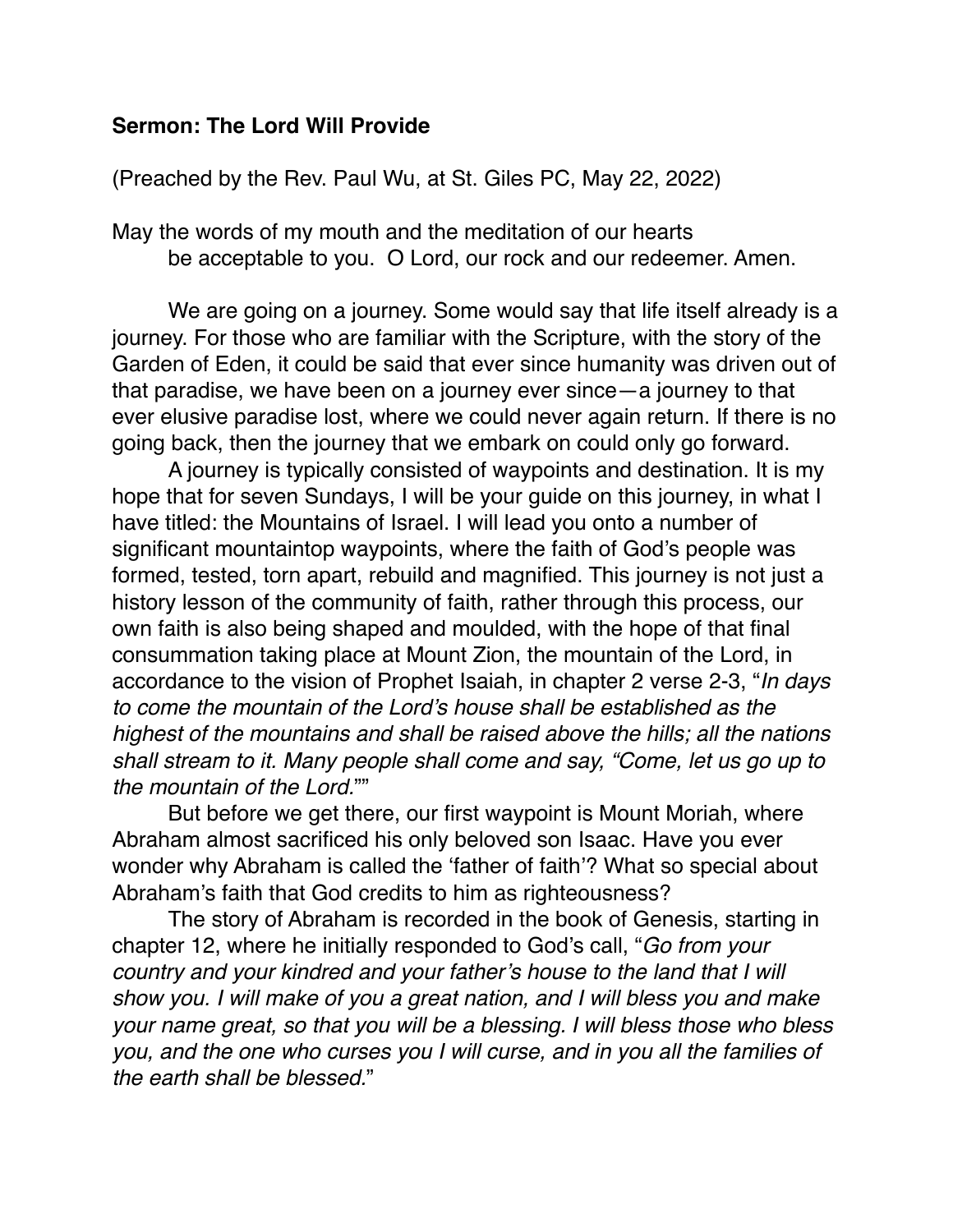**Sermon: The Lord Will Provide**

(Preached by the Rev. Paul Wu, at St. Giles PC, May 22, 2022)

May the words of my mouth and the meditation of our hearts
be acceptable to you. O Lord, our rock and our redeemer. Amen.

We are going on a journey. Some would say that life itself already is a journey. For those who are familiar with the Scripture, with the story of the Garden of Eden, it could be said that ever since humanity was driven out of that paradise, we have been on a journey ever since—a journey to that ever elusive paradise lost, where we could never again return. If there is no going back, then the journey that we embark on could only go forward.

A journey is typically consisted of waypoints and destination. It is my hope that for seven Sundays, I will be your guide on this journey, in what I have titled: the Mountains of Israel. I will lead you onto a number of significant mountaintop waypoints, where the faith of God's people was formed, tested, torn apart, rebuild and magnified. This journey is not just a history lesson of the community of faith, rather through this process, our own faith is also being shaped and moulded, with the hope of that final consummation taking place at Mount Zion, the mountain of the Lord, in accordance to the vision of Prophet Isaiah, in chapter 2 verse 2-3, "*In days to come the mountain of the Lord's house shall be established as the highest of the mountains and shall be raised above the hills; all the nations shall stream to it. Many people shall come and say, "Come, let us go up to the mountain of the Lord.""*

But before we get there, our first waypoint is Mount Moriah, where Abraham almost sacrificed his only beloved son Isaac. Have you ever wonder why Abraham is called the 'father of faith'? What so special about Abraham's faith that God credits to him as righteousness?

The story of Abraham is recorded in the book of Genesis, starting in chapter 12, where he initially responded to God's call, "*Go from your country and your kindred and your father's house to the land that I will show you. I will make of you a great nation, and I will bless you and make your name great, so that you will be a blessing. I will bless those who bless you, and the one who curses you I will curse, and in you all the families of the earth shall be blessed.*"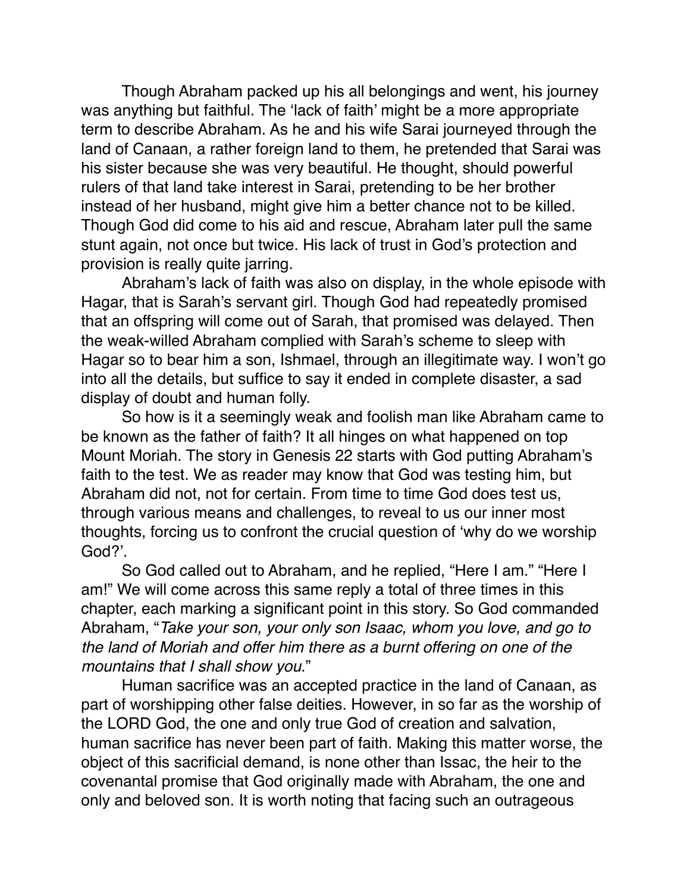Though Abraham packed up his all belongings and went, his journey was anything but faithful. The 'lack of faith' might be a more appropriate term to describe Abraham. As he and his wife Sarai journeyed through the land of Canaan, a rather foreign land to them, he pretended that Sarai was his sister because she was very beautiful. He thought, should powerful rulers of that land take interest in Sarai, pretending to be her brother instead of her husband, might give him a better chance not to be killed. Though God did come to his aid and rescue, Abraham later pull the same stunt again, not once but twice. His lack of trust in God's protection and provision is really quite jarring.

Abraham's lack of faith was also on display, in the whole episode with Hagar, that is Sarah's servant girl. Though God had repeatedly promised that an offspring will come out of Sarah, that promised was delayed. Then the weak-willed Abraham complied with Sarah's scheme to sleep with Hagar so to bear him a son, Ishmael, through an illegitimate way. I won't go into all the details, but suffice to say it ended in complete disaster, a sad display of doubt and human folly.

So how is it a seemingly weak and foolish man like Abraham came to be known as the father of faith? It all hinges on what happened on top Mount Moriah. The story in Genesis 22 starts with God putting Abraham's faith to the test. We as reader may know that God was testing him, but Abraham did not, not for certain. From time to time God does test us, through various means and challenges, to reveal to us our inner most thoughts, forcing us to confront the crucial question of 'why do we worship God?'.

So God called out to Abraham, and he replied, "Here I am." "Here I am!" We will come across this same reply a total of three times in this chapter, each marking a significant point in this story. So God commanded Abraham, "*Take your son, your only son Isaac, whom you love, and go to the land of Moriah and offer him there as a burnt offering on one of the mountains that I shall show you*."

Human sacrifice was an accepted practice in the land of Canaan, as part of worshipping other false deities. However, in so far as the worship of the LORD God, the one and only true God of creation and salvation, human sacrifice has never been part of faith. Making this matter worse, the object of this sacrificial demand, is none other than Issac, the heir to the covenantal promise that God originally made with Abraham, the one and only and beloved son. It is worth noting that facing such an outrageous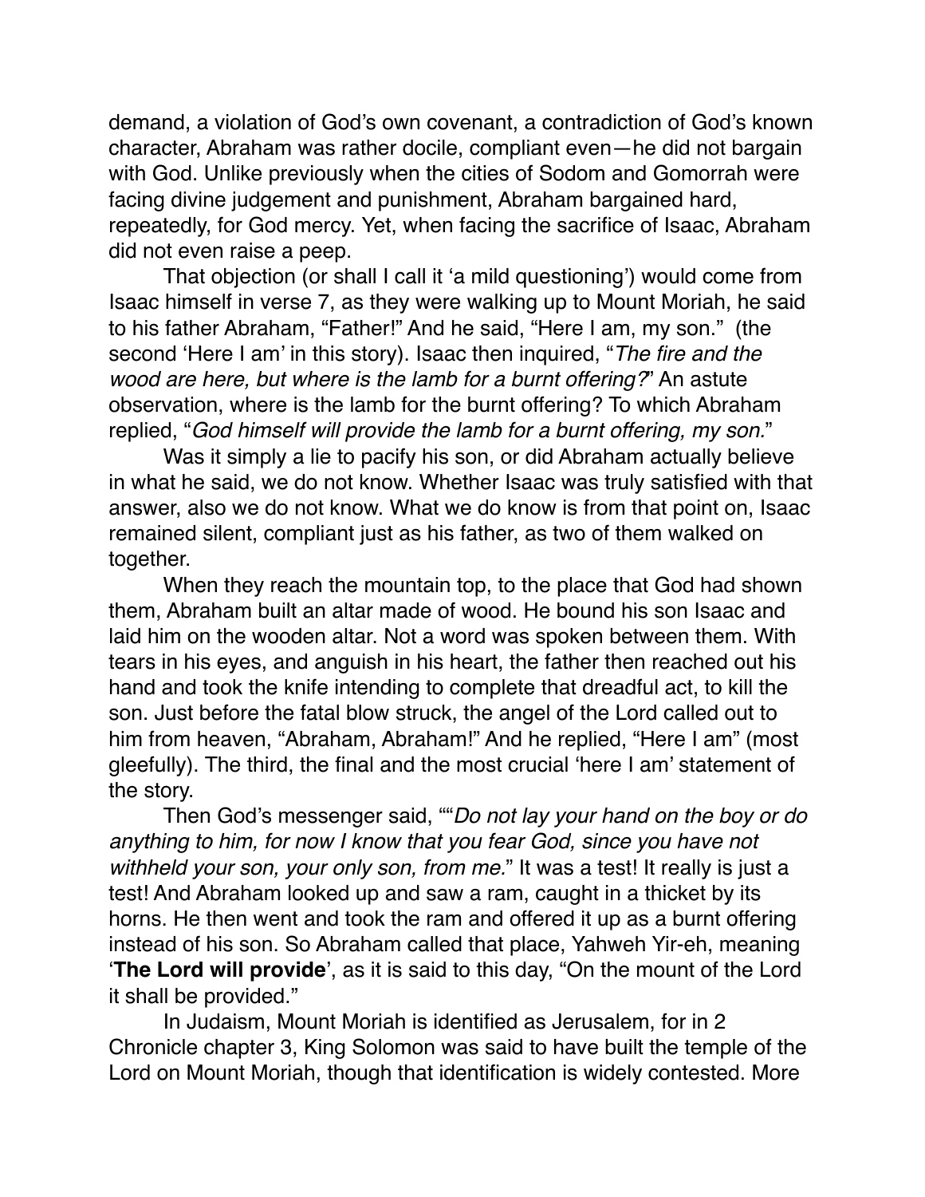demand, a violation of God's own covenant, a contradiction of God's known character, Abraham was rather docile, compliant even—he did not bargain with God. Unlike previously when the cities of Sodom and Gomorrah were facing divine judgement and punishment, Abraham bargained hard, repeatedly, for God mercy. Yet, when facing the sacrifice of Isaac, Abraham did not even raise a peep.

That objection (or shall I call it 'a mild questioning') would come from Isaac himself in verse 7, as they were walking up to Mount Moriah, he said to his father Abraham, "Father!" And he said, "Here I am, my son." (the second 'Here I am' in this story). Isaac then inquired, "*The fire and the wood are here, but where is the lamb for a burnt offering?*" An astute observation, where is the lamb for the burnt offering? To which Abraham replied, "*God himself will provide the lamb for a burnt offering, my son.*"

Was it simply a lie to pacify his son, or did Abraham actually believe in what he said, we do not know. Whether Isaac was truly satisfied with that answer, also we do not know. What we do know is from that point on, Isaac remained silent, compliant just as his father, as two of them walked on together.

When they reach the mountain top, to the place that God had shown them, Abraham built an altar made of wood. He bound his son Isaac and laid him on the wooden altar. Not a word was spoken between them. With tears in his eyes, and anguish in his heart, the father then reached out his hand and took the knife intending to complete that dreadful act, to kill the son. Just before the fatal blow struck, the angel of the Lord called out to him from heaven, "Abraham, Abraham!" And he replied, "Here I am" (most gleefully). The third, the final and the most crucial 'here I am' statement of the story.

Then God's messenger said, ""*Do not lay your hand on the boy or do anything to him, for now I know that you fear God, since you have not withheld your son, your only son, from me.*" It was a test! It really is just a test! And Abraham looked up and saw a ram, caught in a thicket by its horns. He then went and took the ram and offered it up as a burnt offering instead of his son. So Abraham called that place, Yahweh Yir-eh, meaning '**The Lord will provide**', as it is said to this day, "On the mount of the Lord it shall be provided."

In Judaism, Mount Moriah is identified as Jerusalem, for in 2 Chronicle chapter 3, King Solomon was said to have built the temple of the Lord on Mount Moriah, though that identification is widely contested. More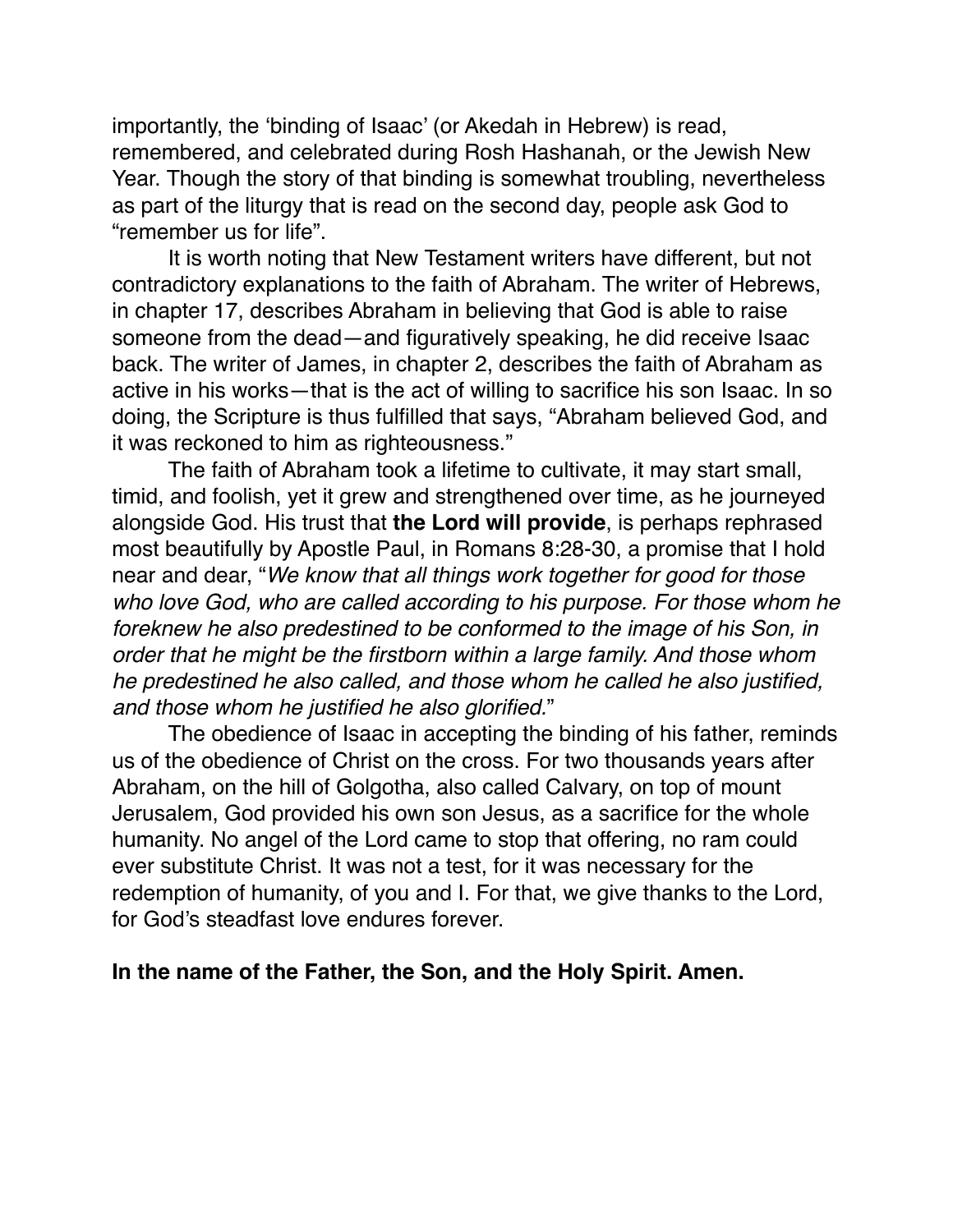importantly, the ‘binding of Isaac’ (or Akedah in Hebrew) is read, remembered, and celebrated during Rosh Hashanah, or the Jewish New Year. Though the story of that binding is somewhat troubling, nevertheless as part of the liturgy that is read on the second day, people ask God to “remember us for life”.

It is worth noting that New Testament writers have different, but not contradictory explanations to the faith of Abraham. The writer of Hebrews, in chapter 17, describes Abraham in believing that God is able to raise someone from the dead—and figuratively speaking, he did receive Isaac back. The writer of James, in chapter 2, describes the faith of Abraham as active in his works—that is the act of willing to sacrifice his son Isaac. In so doing, the Scripture is thus fulfilled that says, “Abraham believed God, and it was reckoned to him as righteousness.”

The faith of Abraham took a lifetime to cultivate, it may start small, timid, and foolish, yet it grew and strengthened over time, as he journeyed alongside God. His trust that **the Lord will provide**, is perhaps rephrased most beautifully by Apostle Paul, in Romans 8:28-30, a promise that I hold near and dear, “*We know that all things work together for good for those who love God, who are called according to his purpose. For those whom he foreknew he also predestined to be conformed to the image of his Son, in order that he might be the firstborn within a large family. And those whom he predestined he also called, and those whom he called he also justified, and those whom he justified he also glorified.*”

The obedience of Isaac in accepting the binding of his father, reminds us of the obedience of Christ on the cross. For two thousands years after Abraham, on the hill of Golgotha, also called Calvary, on top of mount Jerusalem, God provided his own son Jesus, as a sacrifice for the whole humanity. No angel of the Lord came to stop that offering, no ram could ever substitute Christ. It was not a test, for it was necessary for the redemption of humanity, of you and I. For that, we give thanks to the Lord, for God’s steadfast love endures forever.

**In the name of the Father, the Son, and the Holy Spirit. Amen.**